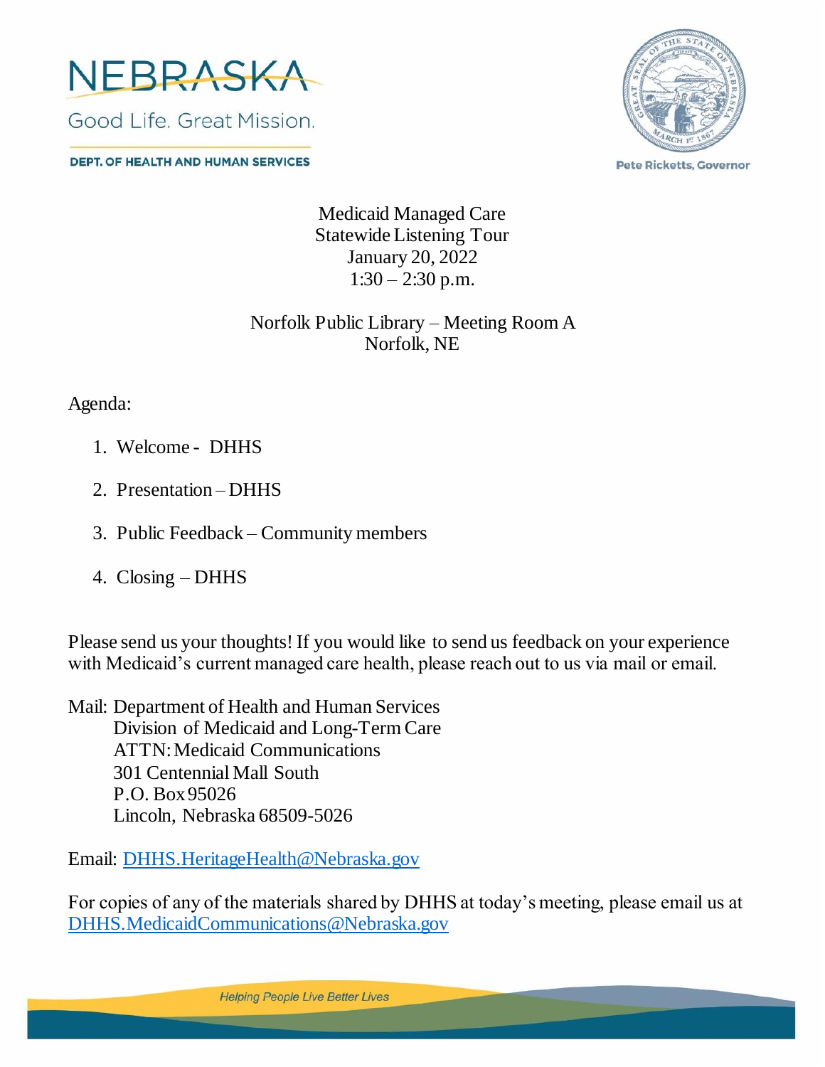NEBRASKA

Good Life. Great Mission.

DEPT. OF HEALTH AND HUMAN SERVICES

Pete Ricketts, Governor

# Medicaid Managed Care
## Statewide Listening Tour
January 20, 2022
1:30 – 2:30 p.m.

Norfolk Public Library – Meeting Room A
Norfolk, NE

Agenda:

1. Welcome - DHHS
2. Presentation – DHHS
3. Public Feedback – Community members
4. Closing – DHHS

Please send us your thoughts! If you would like to send us feedback on your experience with Medicaid's current managed care health, please reach out to us via mail or email.

Mail: Department of Health and Human Services
Division of Medicaid and Long-Term Care
ATTN: Medicaid Communications
301 Centennial Mall South
P.O. Box 95026
Lincoln, Nebraska 68509-5026

Email: DHHS.HeritageHealth@Nebraska.gov

For copies of any of the materials shared by DHHS at today's meeting, please email us at DHHS.MedicaidCommunications@Nebraska.gov

*Helping People Live Better Lives*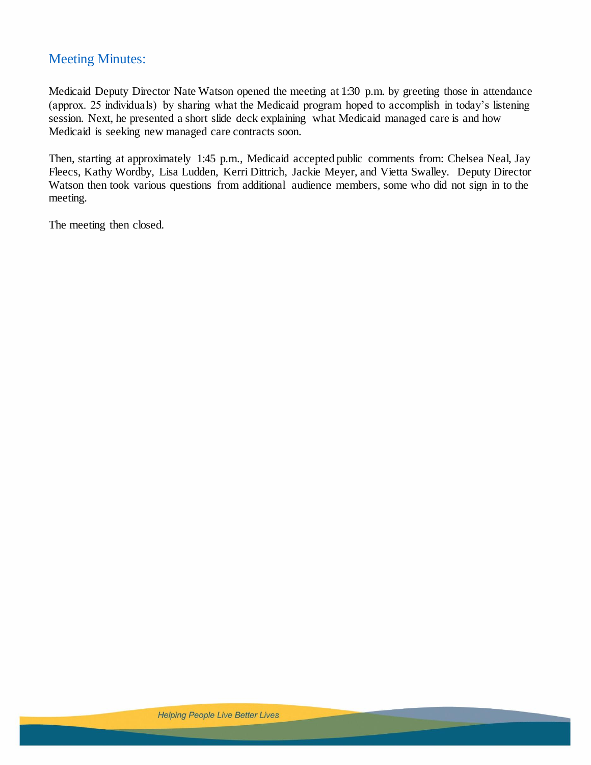## Meeting Minutes:

Medicaid Deputy Director Nate Watson opened the meeting at 1:30 p.m. by greeting those in attendance (approx. 25 individuals) by sharing what the Medicaid program hoped to accomplish in today's listening session. Next, he presented a short slide deck explaining what Medicaid managed care is and how Medicaid is seeking new managed care contracts soon.

Then, starting at approximately 1:45 p.m., Medicaid accepted public comments from: Chelsea Neal, Jay Fleecs, Kathy Wordby, Lisa Ludden, Kerri Dittrich, Jackie Meyer, and Vietta Swalley. Deputy Director Watson then took various questions from additional audience members, some who did not sign in to the meeting.

The meeting then closed.